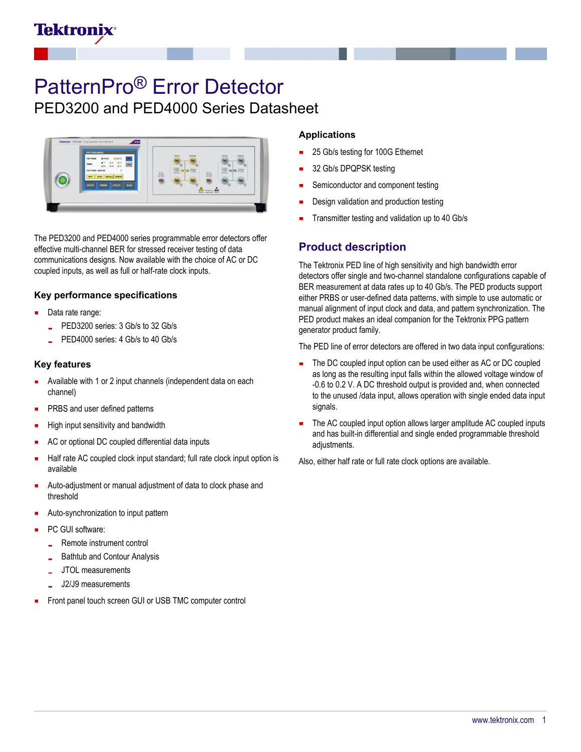# PatternPro® Error Detector

## PED3200 and PED4000 Series Datasheet

The PED3200 and PED4000 series programmable error detectors offer effective multi-channel BER for stressed receiver testing of data communications designs. Now available with the choice of AC or DC coupled inputs, as well as full or half-rate clock inputs.

### Key performance specifications

- Data rate range:
  - PED3200 series: 3 Gb/s to 32 Gb/s
  - PED4000 series: 4 Gb/s to 40 Gb/s

### Key features

- Available with 1 or 2 input channels (independent data on each channel)
- PRBS and user defined patterns
- High input sensitivity and bandwidth
- AC or optional DC coupled differential data inputs
- Half rate AC coupled clock input standard; full rate clock input option is available
- Auto-adjustment or manual adjustment of data to clock phase and threshold
- Auto-synchronization to input pattern
- PC GUI software:
  - Remote instrument control
  - Bathtub and Contour Analysis
  - JTOL measurements
  - J2/J9 measurements
- Front panel touch screen GUI or USB TMC computer control

### Applications

- 25 Gb/s testing for 100G Ethernet
- 32 Gb/s DPQPSK testing
- Semiconductor and component testing
- Design validation and production testing
- Transmitter testing and validation up to 40 Gb/s

## Product description

The Tektronix PED line of high sensitivity and high bandwidth error detectors offer single and two-channel standalone configurations capable of BER measurement at data rates up to 40 Gb/s. The PED products support either PRBS or user-defined data patterns, with simple to use automatic or manual alignment of input clock and data, and pattern synchronization. The PED product makes an ideal companion for the Tektronix PPG pattern generator product family.

The PED line of error detectors are offered in two data input configurations:

- The DC coupled input option can be used either as AC or DC coupled as long as the resulting input falls within the allowed voltage window of -0.6 to 0.2 V. A DC threshold output is provided and, when connected to the unused /data input, allows operation with single ended data input signals.
- The AC coupled input option allows larger amplitude AC coupled inputs and has built-in differential and single ended programmable threshold adjustments.

Also, either half rate or full rate clock options are available.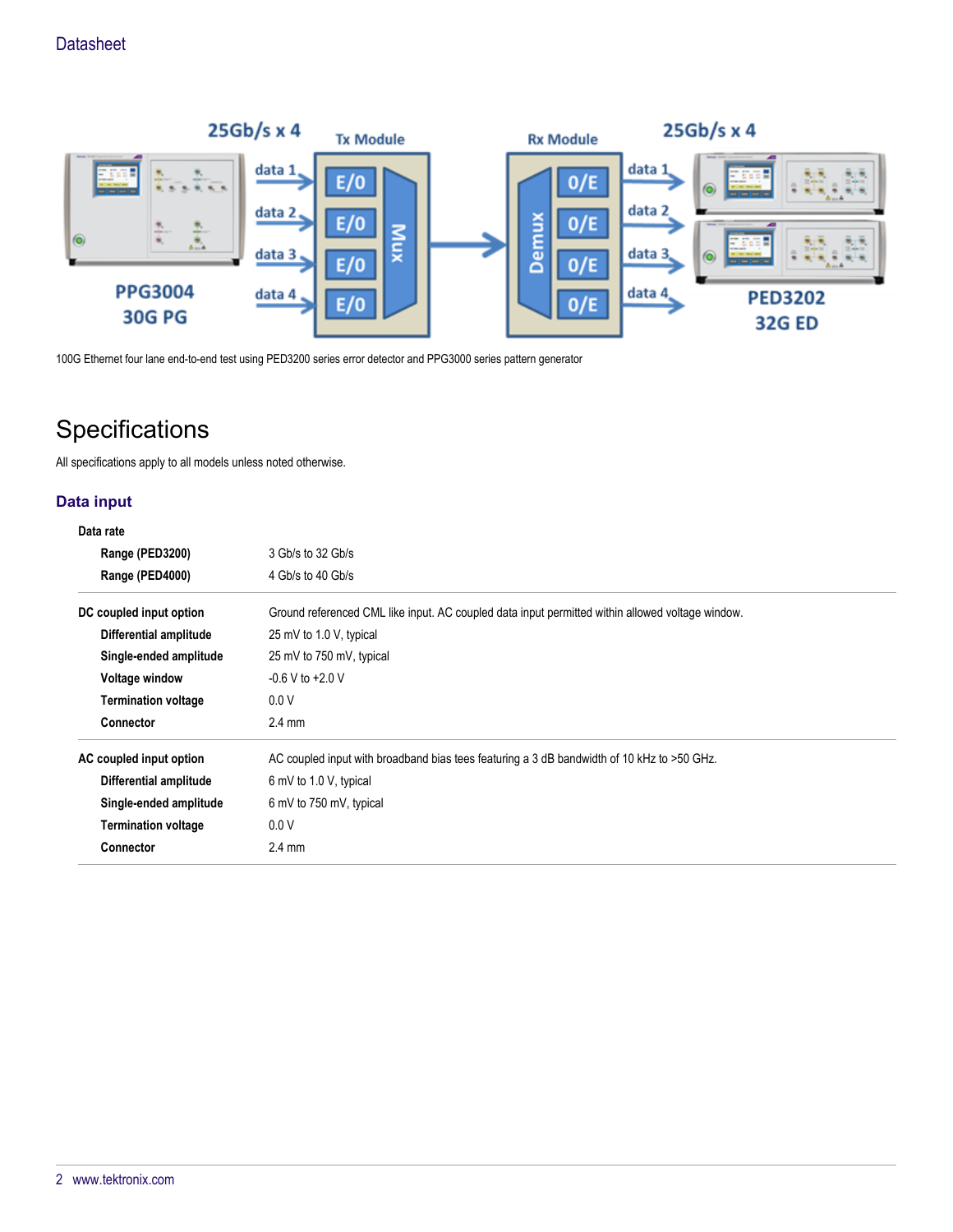100G Ethernet four lane end-to-end test using PED3200 series error detector and PPG3000 series pattern generator

# Specifications

All specifications apply to all models unless noted otherwise.

## Data input

| | |
|---|---|
| **Data rate** | |
| **Range (PED3200)** | 3 Gb/s to 32 Gb/s |
| **Range (PED4000)** | 4 Gb/s to 40 Gb/s |
| **DC coupled input option** | Ground referenced CML like input. AC coupled data input permitted within allowed voltage window. |
| **Differential amplitude** | 25 mV to 1.0 V, typical |
| **Single-ended amplitude** | 25 mV to 750 mV, typical |
| **Voltage window** | -0.6 V to +2.0 V |
| **Termination voltage** | 0.0 V |
| **Connector** | 2.4 mm |
| **AC coupled input option** | AC coupled input with broadband bias tees featuring a 3 dB bandwidth of 10 kHz to >50 GHz. |
| **Differential amplitude** | 6 mV to 1.0 V, typical |
| **Single-ended amplitude** | 6 mV to 750 mV, typical |
| **Termination voltage** | 0.0 V |
| **Connector** | 2.4 mm |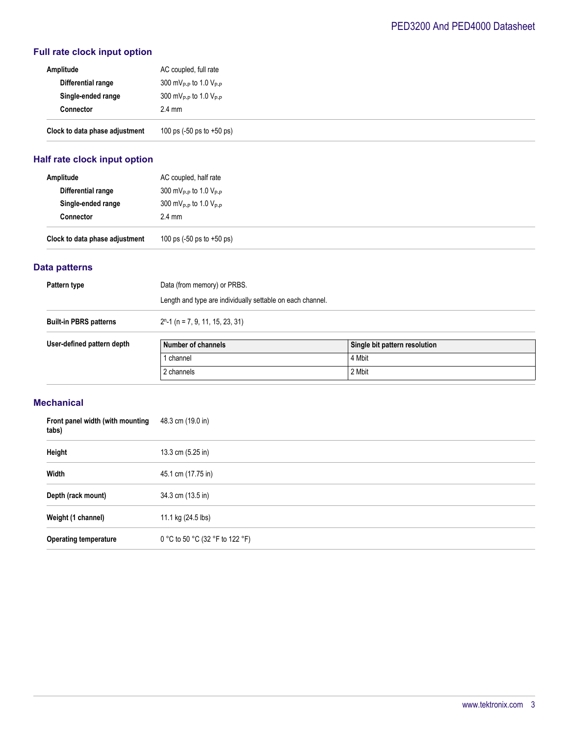## Full rate clock input option

| | |
|---|---|
| **Amplitude** | AC coupled, full rate |
| **Differential range** | 300 $mV_{P-P}$ to 1.0 $V_{P-P}$ |
| **Single-ended range** | 300 $mV_{P-P}$ to 1.0 $V_{P-P}$ |
| **Connector** | 2.4 mm |
| **Clock to data phase adjustment** | 100 ps (-50 ps to +50 ps) |

## Half rate clock input option

| | |
|---|---|
| **Amplitude** | AC coupled, half rate |
| **Differential range** | 300 $mV_{P-P}$ to 1.0 $V_{P-P}$ |
| **Single-ended range** | 300 $mV_{P-P}$ to 1.0 $V_{P-P}$ |
| **Connector** | 2.4 mm |
| **Clock to data phase adjustment** | 100 ps (-50 ps to +50 ps) |

## Data patterns

**Pattern type**

Data (from memory) or PRBS.

Length and type are individually settable on each channel.

**Built-in PBRS patterns**

$2^n$-1 (n = 7, 9, 11, 15, 23, 31)

**User-defined pattern depth**

| Number of channels | Single bit pattern resolution |
|---|---|
| 1 channel | 4 Mbit |
| 2 channels | 2 Mbit |

## Mechanical

| | |
|---|---|
| **Front panel width (with mounting tabs)** | 48.3 cm (19.0 in) |
| **Height** | 13.3 cm (5.25 in) |
| **Width** | 45.1 cm (17.75 in) |
| **Depth (rack mount)** | 34.3 cm (13.5 in) |
| **Weight (1 channel)** | 11.1 kg (24.5 lbs) |
| **Operating temperature** | 0 °C to 50 °C (32 °F to 122 °F) |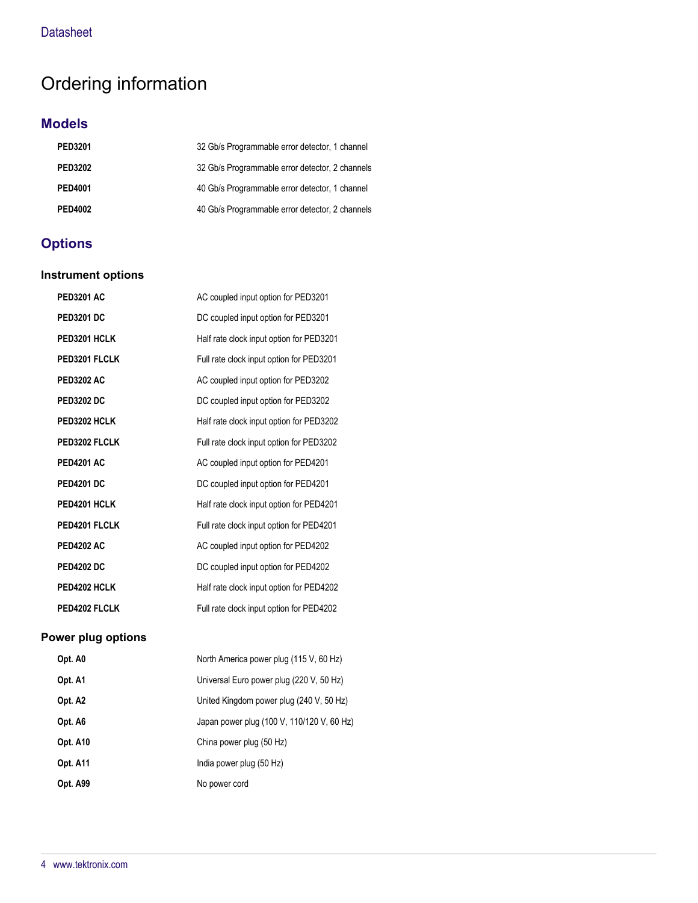# Ordering information

## Models

| | |
|---|---|
| **PED3201** | 32 Gb/s Programmable error detector, 1 channel |
| **PED3202** | 32 Gb/s Programmable error detector, 2 channels |
| **PED4001** | 40 Gb/s Programmable error detector, 1 channel |
| **PED4002** | 40 Gb/s Programmable error detector, 2 channels |

## Options

### Instrument options

| | |
|---|---|
| **PED3201 AC** | AC coupled input option for PED3201 |
| **PED3201 DC** | DC coupled input option for PED3201 |
| **PED3201 HCLK** | Half rate clock input option for PED3201 |
| **PED3201 FLCLK** | Full rate clock input option for PED3201 |
| **PED3202 AC** | AC coupled input option for PED3202 |
| **PED3202 DC** | DC coupled input option for PED3202 |
| **PED3202 HCLK** | Half rate clock input option for PED3202 |
| **PED3202 FLCLK** | Full rate clock input option for PED3202 |
| **PED4201 AC** | AC coupled input option for PED4201 |
| **PED4201 DC** | DC coupled input option for PED4201 |
| **PED4201 HCLK** | Half rate clock input option for PED4201 |
| **PED4201 FLCLK** | Full rate clock input option for PED4201 |
| **PED4202 AC** | AC coupled input option for PED4202 |
| **PED4202 DC** | DC coupled input option for PED4202 |
| **PED4202 HCLK** | Half rate clock input option for PED4202 |
| **PED4202 FLCLK** | Full rate clock input option for PED4202 |

### Power plug options

| | |
|---|---|
| **Opt. A0** | North America power plug (115 V, 60 Hz) |
| **Opt. A1** | Universal Euro power plug (220 V, 50 Hz) |
| **Opt. A2** | United Kingdom power plug (240 V, 50 Hz) |
| **Opt. A6** | Japan power plug (100 V, 110/120 V, 60 Hz) |
| **Opt. A10** | China power plug (50 Hz) |
| **Opt. A11** | India power plug (50 Hz) |
| **Opt. A99** | No power cord |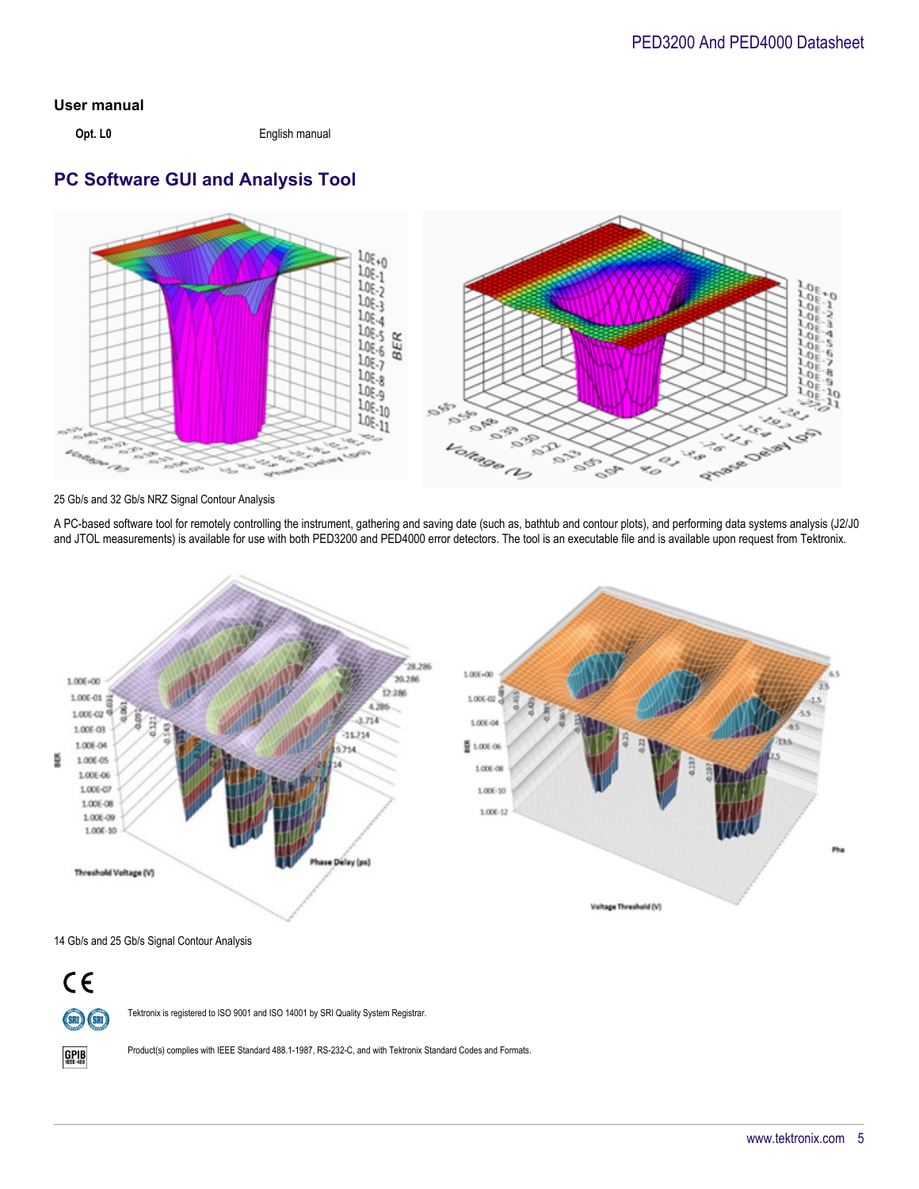## User manual

| | |
|---|---|
| **Opt. L0** | English manual |

## PC Software GUI and Analysis Tool

25 Gb/s and 32 Gb/s NRZ Signal Contour Analysis

A PC-based software tool for remotely controlling the instrument, gathering and saving date (such as, bathtub and contour plots), and performing data systems analysis (J2/J0 and JTOL measurements) is available for use with both PED3200 and PED4000 error detectors. The tool is an executable file and is available upon request from Tektronix.

14 Gb/s and 25 Gb/s Signal Contour Analysis

Tektronix is registered to ISO 9001 and ISO 14001 by SRI Quality System Registrar.

Product(s) complies with IEEE Standard 488.1-1987, RS-232-C, and with Tektronix Standard Codes and Formats.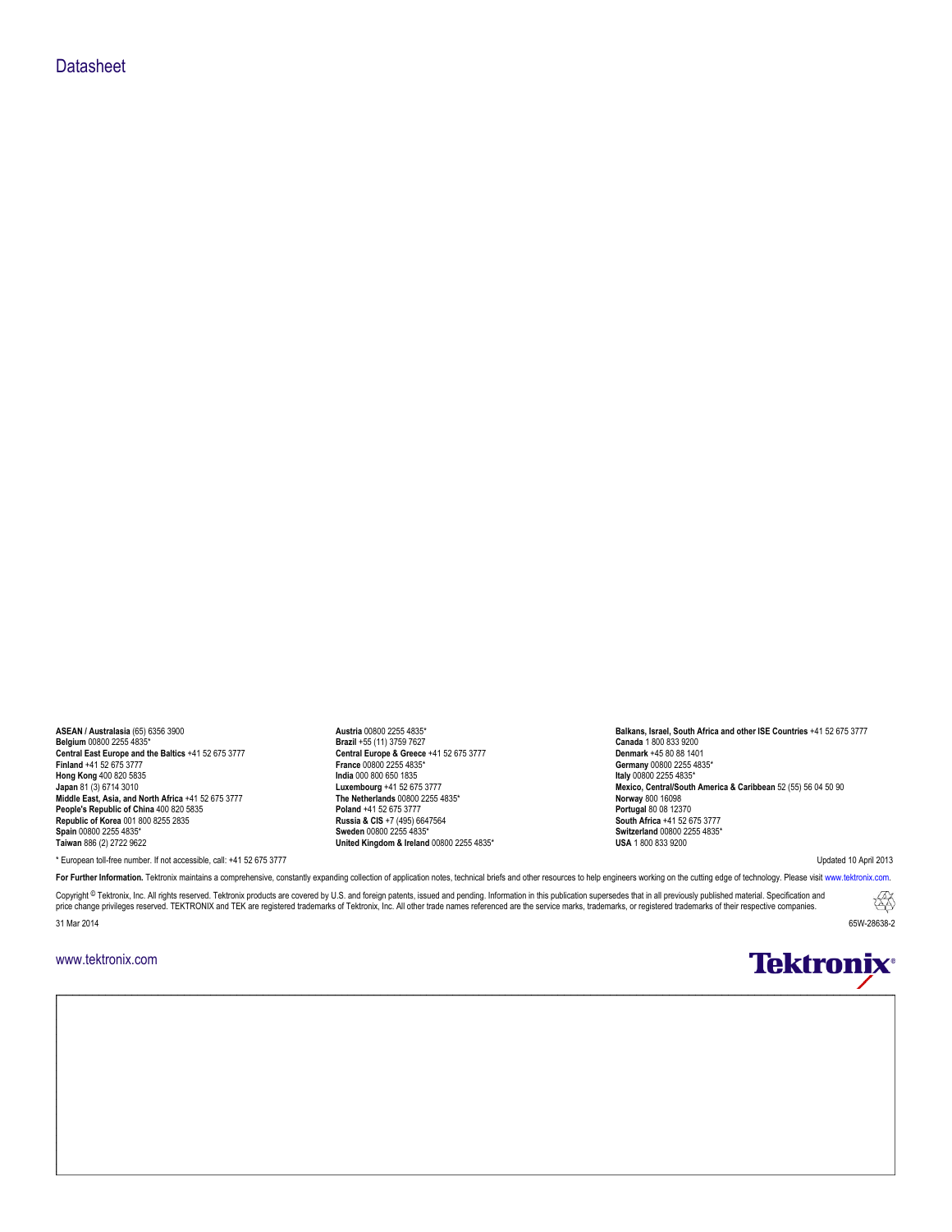**ASEAN / Australasia** (65) 6356 3900
**Belgium** 00800 2255 4835*
**Central East Europe and the Baltics** +41 52 675 3777
**Finland** +41 52 675 3777
**Hong Kong** 400 820 5835
**Japan** 81 (3) 6714 3010
**Middle East, Asia, and North Africa** +41 52 675 3777
**People's Republic of China** 400 820 5835
**Republic of Korea** 001 800 8255 2835
**Spain** 00800 2255 4835*
**Taiwan** 886 (2) 2722 9622

**Austria** 00800 2255 4835*
**Brazil** +55 (11) 3759 7627
**Central Europe & Greece** +41 52 675 3777
**France** 00800 2255 4835*
**India** 000 800 650 1835
**Luxembourg** +41 52 675 3777
**The Netherlands** 00800 2255 4835*
**Poland** +41 52 675 3777
**Russia & CIS** +7 (495) 6647564
**Sweden** 00800 2255 4835*
**United Kingdom & Ireland** 00800 2255 4835*

**Balkans, Israel, South Africa and other ISE Countries** +41 52 675 3777
**Canada** 1 800 833 9200
**Denmark** +45 80 88 1401
**Germany** 00800 2255 4835*
**Italy** 00800 2255 4835*
**Mexico, Central/South America & Caribbean** 52 (55) 56 04 50 90
**Norway** 800 16098
**Portugal** 80 08 12370
**South Africa** +41 52 675 3777
**Switzerland** 00800 2255 4835*
**USA** 1 800 833 9200

* European toll-free number. If not accessible, call: +41 52 675 3777

Updated 10 April 2013

**For Further Information.** Tektronix maintains a comprehensive, constantly expanding collection of application notes, technical briefs and other resources to help engineers working on the cutting edge of technology. Please visit www.tektronix.com.

Copyright © Tektronix, Inc. All rights reserved. Tektronix products are covered by U.S. and foreign patents, issued and pending. Information in this publication supersedes that in all previously published material. Specification and price change privileges reserved. TEKTRONIX and TEK are registered trademarks of Tektronix, Inc. All other trade names referenced are the service marks, trademarks, or registered trademarks of their respective companies.

31 Mar 2014

65W-28638-2

www.tektronix.com

Tektronix®